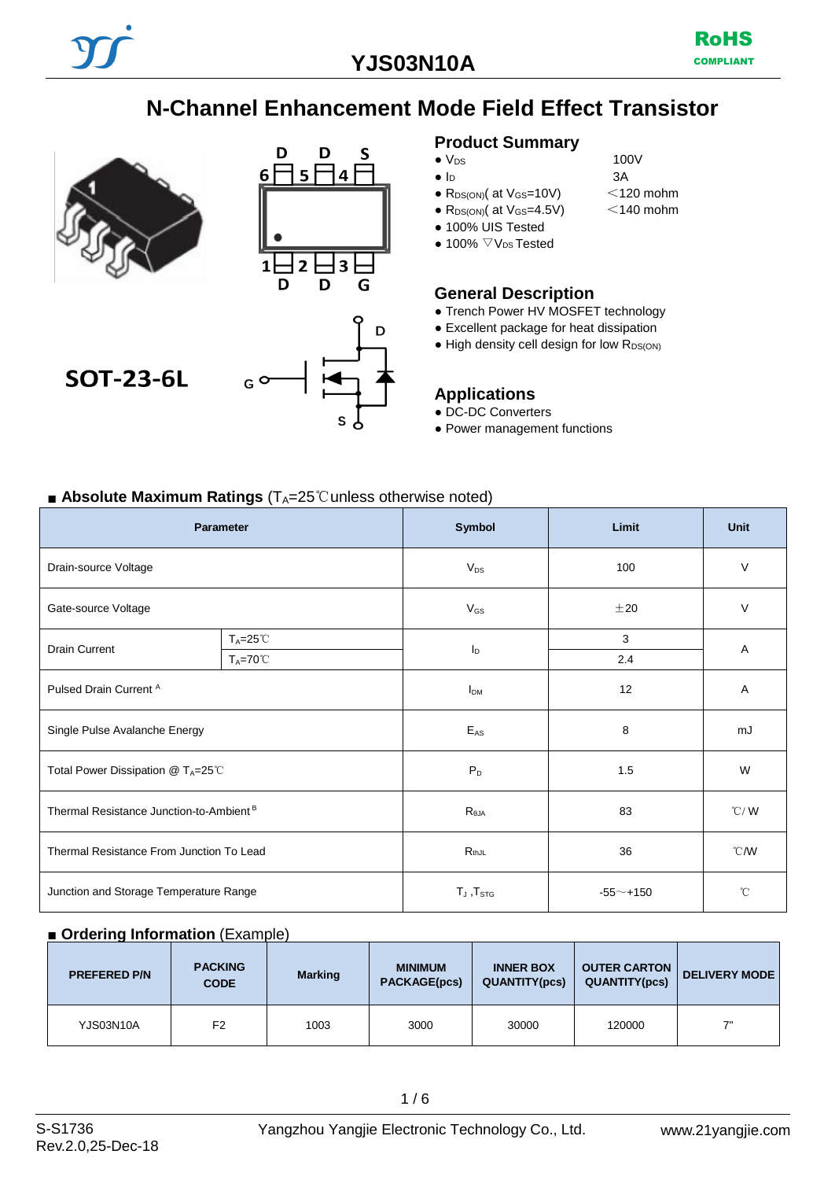# YJS03N10A

RoHS COMPLIANT

## N-Channel Enhancement Mode Field Effect Transistor

SOT-23-6L

### Product Summary

- $V_{DS}$ 100V
- $I_D$ 3A
- $R_{DS(ON)}$( at $V_{GS}$=10V) ＜120 mohm
- $R_{DS(ON)}$( at $V_{GS}$=4.5V) ＜140 mohm
- 100% UIS Tested
- 100% $\nabla V_{DS}$ Tested

### General Description

- Trench Power HV MOSFET technology
- Excellent package for heat dissipation
- High density cell design for low $R_{DS(ON)}$

### Applications

- DC-DC Converters
- Power management functions

### ■ Absolute Maximum Ratings ($T_A$=25℃unless otherwise noted)

| Parameter | | Symbol | Limit | Unit |
|---|---|---|---|---|
| Drain-source Voltage | | $V_{DS}$ | 100 | V |
| Gate-source Voltage | | $V_{GS}$ | ±20 | V |
| Drain Current | $T_A$=25℃ | $I_D$ | 3 | A |
| | $T_A$=70℃ | | 2.4 | |
| Pulsed Drain Current [A] | | $I_{DM}$ | 12 | A |
| Single Pulse Avalanche Energy | | $E_{AS}$ | 8 | mJ |
| Total Power Dissipation @ $T_A$=25℃ | | $P_D$ | 1.5 | W |
| Thermal Resistance Junction-to-Ambient [B] | | $R_{\theta JA}$ | 83 | ℃/ W |
| Thermal Resistance From Junction To Lead | | $R_{thJL}$ | 36 | ℃/W |
| Junction and Storage Temperature Range | | $T_J$ ,$T_{STG}$ | -55～+150 | ℃ |

### ■ Ordering Information (Example)

| PREFERED P/N | PACKING CODE | Marking | MINIMUM PACKAGE(pcs) | INNER BOX QUANTITY(pcs) | OUTER CARTON QUANTITY(pcs) | DELIVERY MODE |
|---|---|---|---|---|---|---|
| YJS03N10A | F2 | 1003 | 3000 | 30000 | 120000 | 7" |

S-S1736
Rev.2.0,25-Dec-18

Yangzhou Yangjie Electronic Technology Co., Ltd.

www.21yangjie.com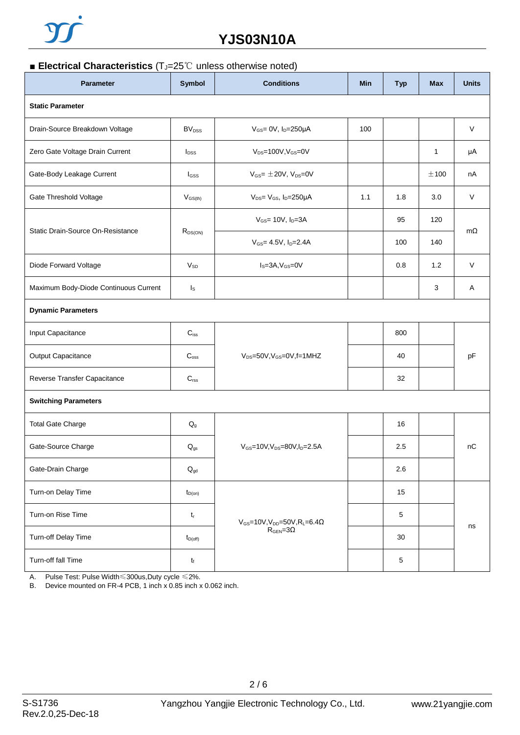# YJS03N10A

## ■ Electrical Characteristics ($T_J$=25℃ unless otherwise noted)

| Parameter | Symbol | Conditions | Min | Typ | Max | Units |
|---|---|---|---|---|---|---|
| **Static Parameter** | | | | | | |
| Drain-Source Breakdown Voltage | $BV_{DSS}$ | $V_{GS}$= 0V, $I_D$=250μA | 100 | | | V |
| Zero Gate Voltage Drain Current | $I_{DSS}$ | $V_{DS}$=100V,$V_{GS}$=0V | | | 1 | μA |
| Gate-Body Leakage Current | $I_{GSS}$ | $V_{GS}$= ±20V, $V_{DS}$=0V | | | ±100 | nA |
| Gate Threshold Voltage | $V_{GS(th)}$ | $V_{DS}$= $V_{GS}$, $I_D$=250μA | 1.1 | 1.8 | 3.0 | V |
| Static Drain-Source On-Resistance | $R_{DS(ON)}$ | $V_{GS}$= 10V, $I_D$=3A | | 95 | 120 | mΩ |
| | | $V_{GS}$= 4.5V, $I_D$=2.4A | | 100 | 140 | |
| Diode Forward Voltage | $V_{SD}$ | $I_S$=3A,$V_{GS}$=0V | | 0.8 | 1.2 | V |
| Maximum Body-Diode Continuous Current | $I_S$ | | | | 3 | A |
| **Dynamic Parameters** | | | | | | |
| Input Capacitance | $C_{iss}$ | $V_{DS}$=50V,$V_{GS}$=0V,f=1MHZ | | 800 | | pF |
| Output Capacitance | $C_{oss}$ | | | 40 | | |
| Reverse Transfer Capacitance | $C_{rss}$ | | | 32 | | |
| **Switching Parameters** | | | | | | |
| Total Gate Charge | $Q_g$ | $V_{GS}$=10V,$V_{DS}$=80V,$I_D$=2.5A | | 16 | | nC |
| Gate-Source Charge | $Q_{gs}$ | | | 2.5 | | |
| Gate-Drain Charge | $Q_{gd}$ | | | 2.6 | | |
| Turn-on Delay Time | $t_{D(on)}$ | $V_{GS}$=10V,$V_{DD}$=50V,$R_L$=6.4Ω $R_{GEN}$=3Ω | | 15 | | ns |
| Turn-on Rise Time | $t_r$ | | | 5 | | |
| Turn-off Delay Time | $t_{D(off)}$ | | | 30 | | |
| Turn-off fall Time | $t_f$ | | | 5 | | |

A. Pulse Test: Pulse Width≤300us,Duty cycle ≤2%.
B. Device mounted on FR-4 PCB, 1 inch x 0.85 inch x 0.062 inch.

S-S1736
Rev.2.0,25-Dec-18

Yangzhou Yangjie Electronic Technology Co., Ltd.

www.21yangjie.com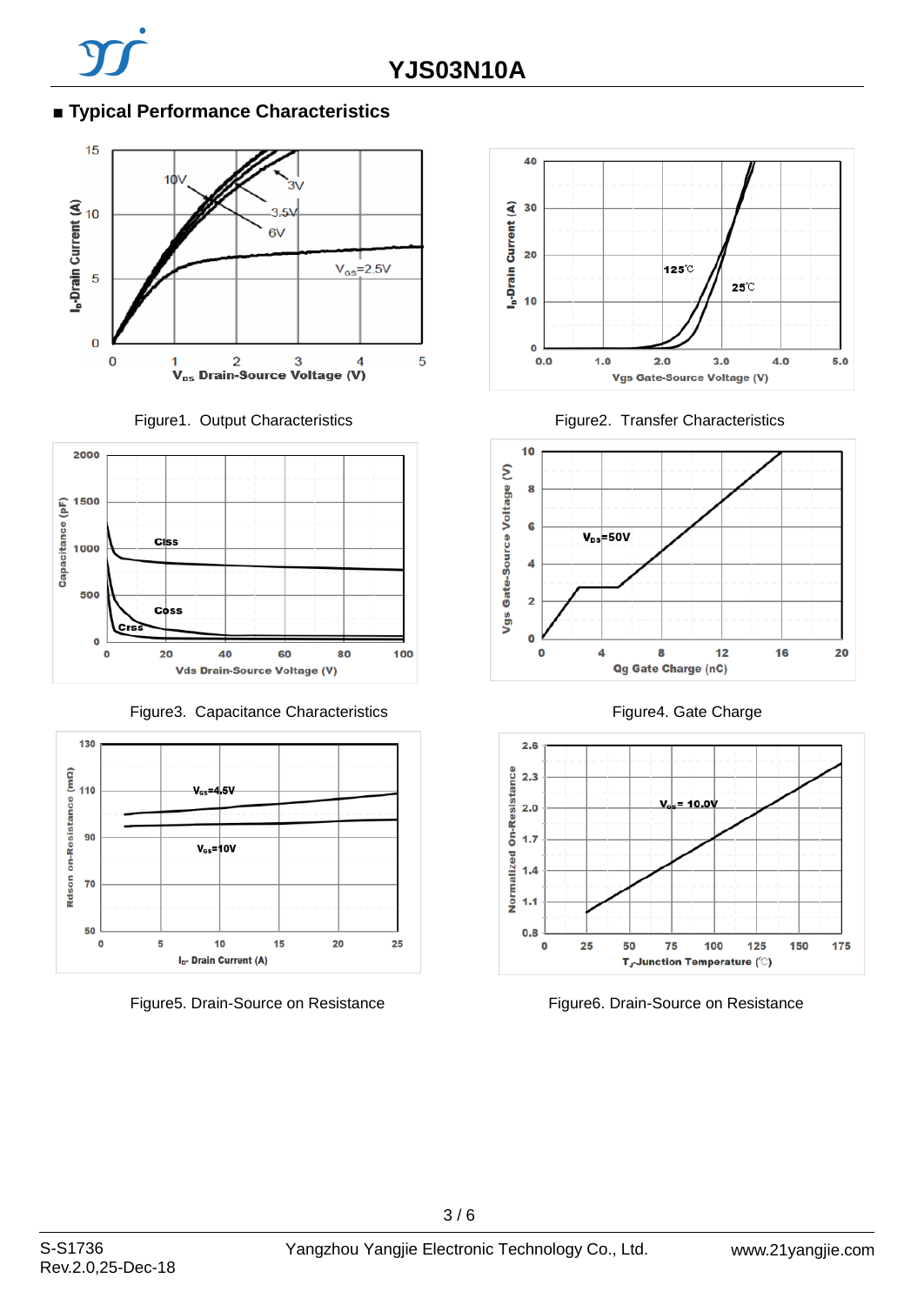## ■ Typical Performance Characteristics

Figure1. Output Characteristics

Figure2. Transfer Characteristics

Figure3. Capacitance Characteristics

Figure4. Gate Charge

Figure5. Drain-Source on Resistance

Figure6. Drain-Source on Resistance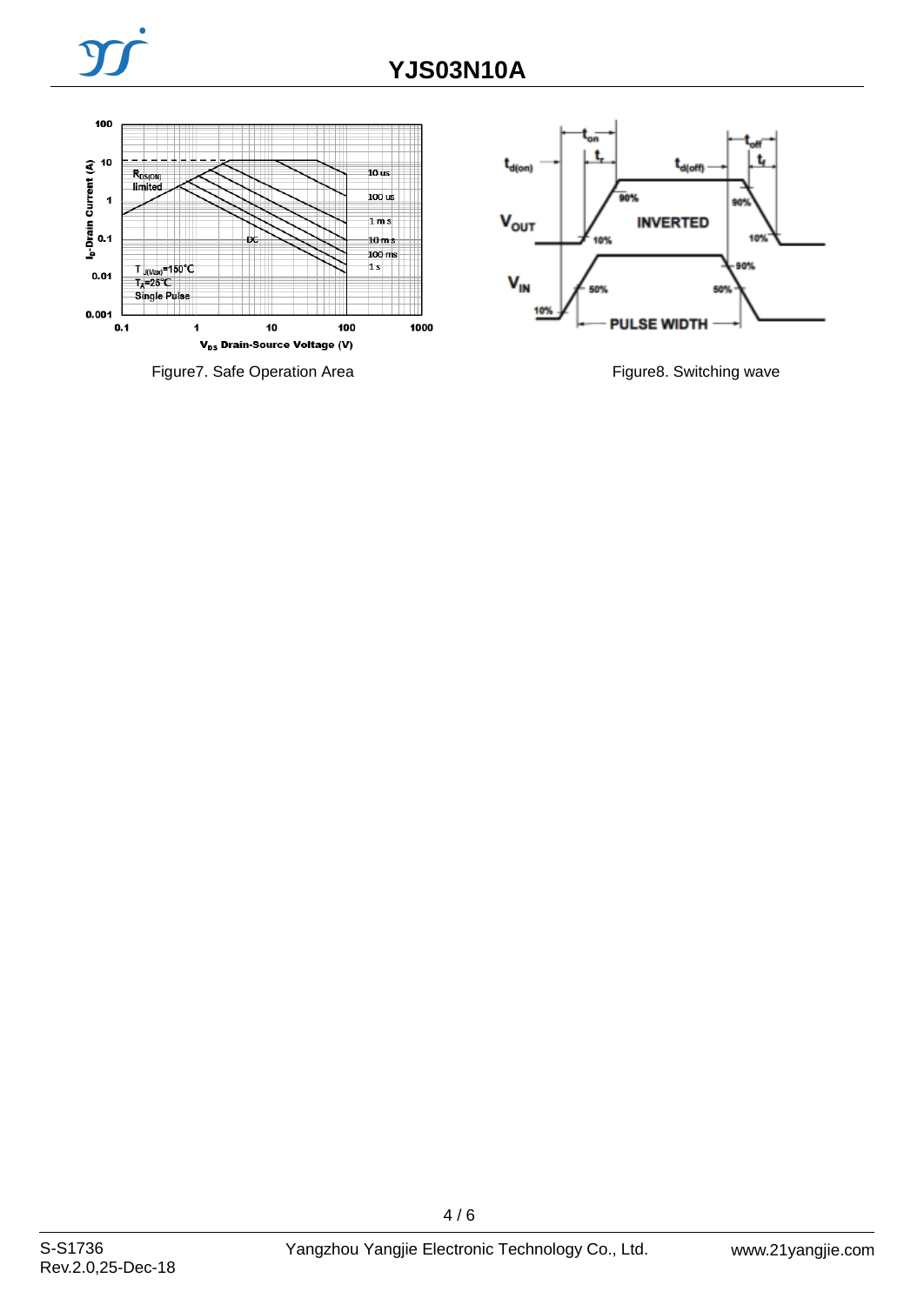Figure7. Safe Operation Area

Figure8. Switching wave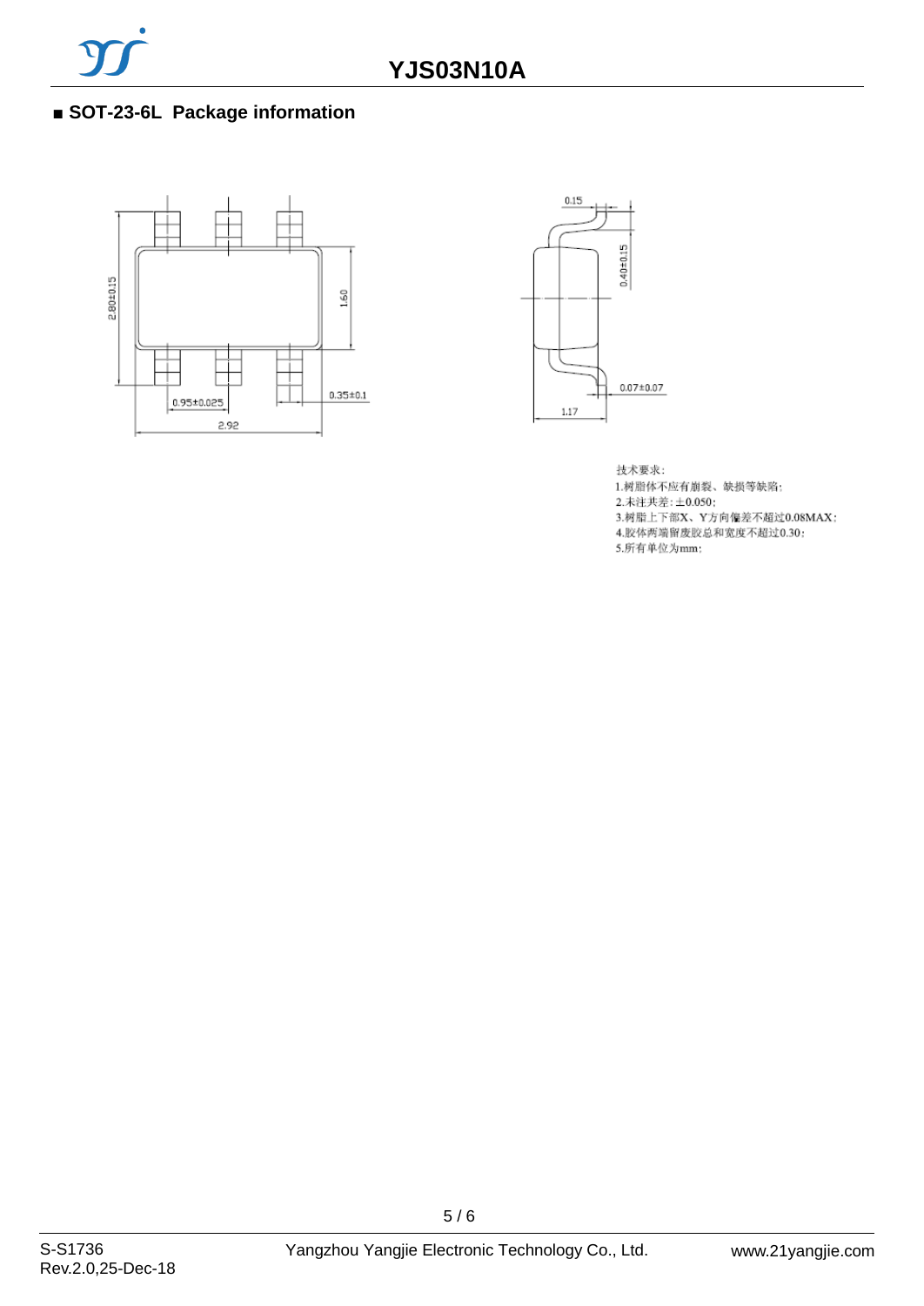## ■ SOT-23-6L Package information

2.80±0.15

1.60

0.95±0.025

0.35±0.1

2.92

0.15

0.40±0.15

0.07±0.07

1.17

技术要求:
1.树脂体不应有崩裂、缺损等缺陷;
2.未注共差: ±0.050;
3.树脂上下部X、Y方向偏差不超过0.08MAX;
4.胶体两端留废胶总和宽度不超过0.30;
5.所有单位为mm;

S-S1736
Rev.2.0,25-Dec-18

Yangzhou Yangjie Electronic Technology Co., Ltd.

www.21yangjie.com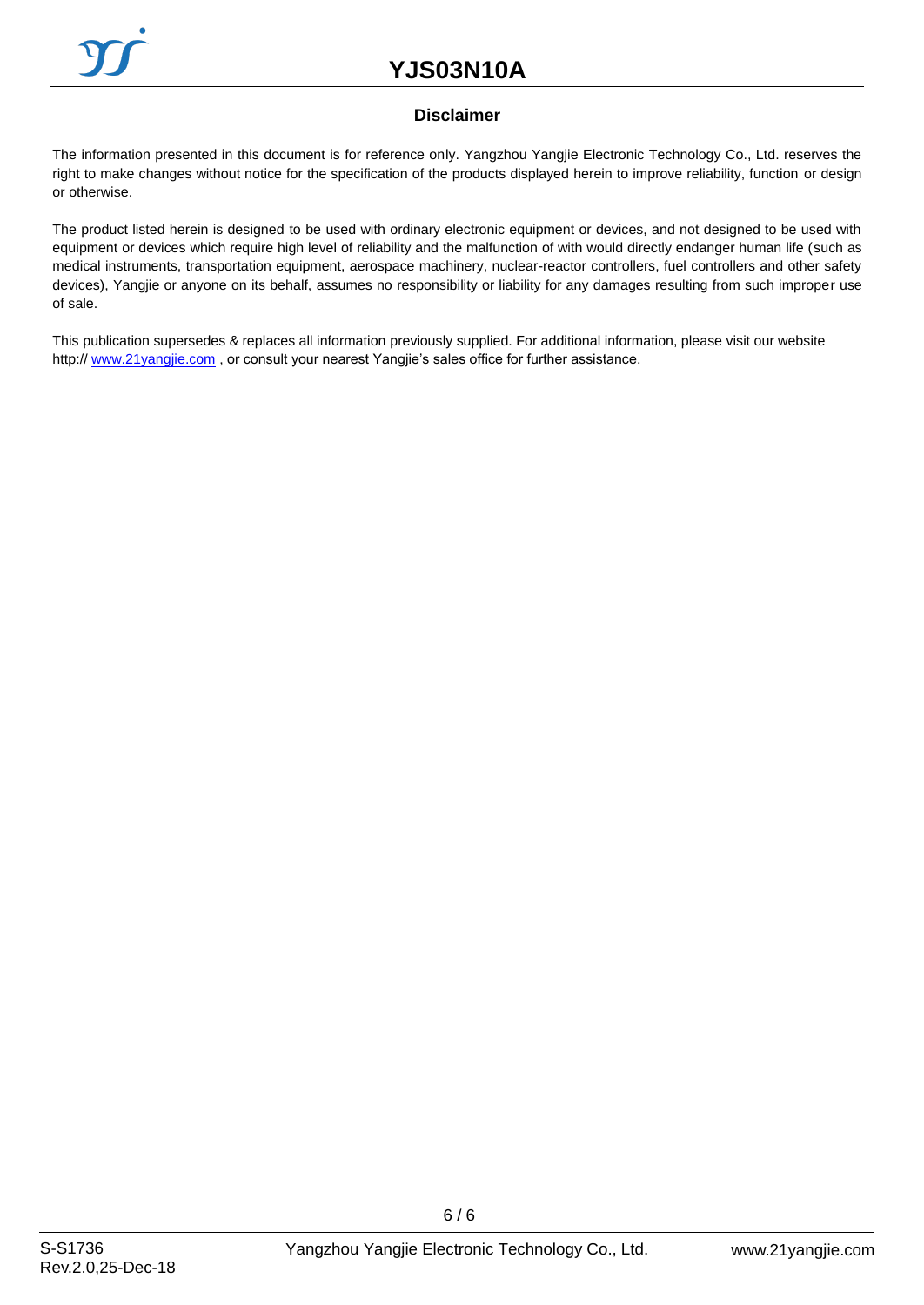## Disclaimer

The information presented in this document is for reference only. Yangzhou Yangjie Electronic Technology Co., Ltd. reserves the right to make changes without notice for the specification of the products displayed herein to improve reliability, function or design or otherwise.

The product listed herein is designed to be used with ordinary electronic equipment or devices, and not designed to be used with equipment or devices which require high level of reliability and the malfunction of with would directly endanger human life (such as medical instruments, transportation equipment, aerospace machinery, nuclear-reactor controllers, fuel controllers and other safety devices), Yangjie or anyone on its behalf, assumes no responsibility or liability for any damages resulting from such improper use of sale.

This publication supersedes & replaces all information previously supplied. For additional information, please visit our website http:// www.21yangjie.com , or consult your nearest Yangjie's sales office for further assistance.